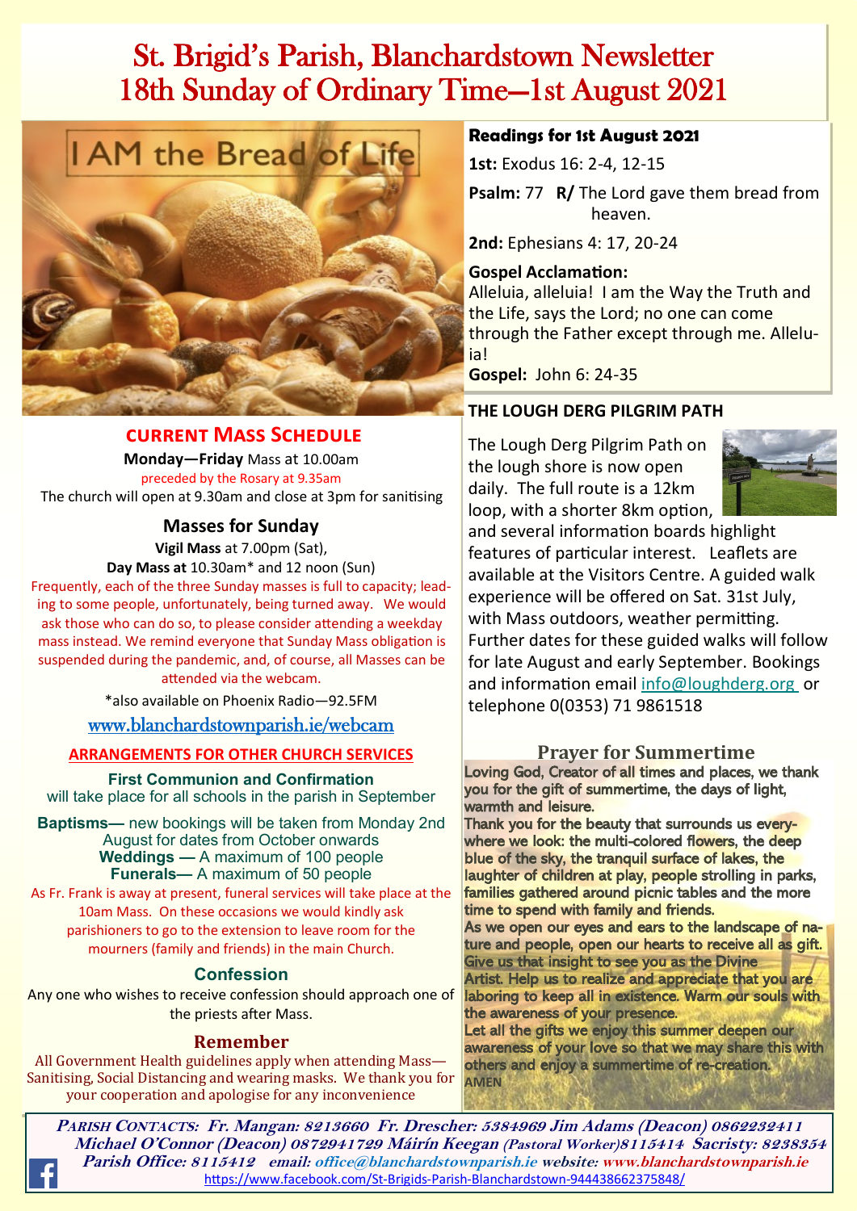# St. Brigid's Parish, Blanchardstown Newsletter
# 18th Sunday of Ordinary Time—1st August 2021

I AM the Bread of Life

## CURRENT MASS SCHEDULE

**Monday—Friday** Mass at 10.00am

preceded by the Rosary at 9.35am

The church will open at 9.30am and close at 3pm for sanitising

### Masses for Sunday

**Vigil Mass** at 7.00pm (Sat),

**Day Mass at** 10.30am* and 12 noon (Sun)

Frequently, each of the three Sunday masses is full to capacity; leading to some people, unfortunately, being turned away. We would ask those who can do so, to please consider attending a weekday mass instead. We remind everyone that Sunday Mass obligation is suspended during the pandemic, and, of course, all Masses can be attended via the webcam.

*also available on Phoenix Radio—92.5FM

www.blanchardstownparish.ie/webcam

### ARRANGEMENTS FOR OTHER CHURCH SERVICES

**First Communion and Confirmation** will take place for all schools in the parish in September

**Baptisms—** new bookings will be taken from Monday 2nd August for dates from October onwards

**Weddings —** A maximum of 100 people

**Funerals—** A maximum of 50 people

As Fr. Frank is away at present, funeral services will take place at the 10am Mass. On these occasions we would kindly ask parishioners to go to the extension to leave room for the mourners (family and friends) in the main Church.

### Confession

Any one who wishes to receive confession should approach one of the priests after Mass.

### Remember

All Government Health guidelines apply when attending Mass—Sanitising, Social Distancing and wearing masks. We thank you for your cooperation and apologise for any inconvenience

### Readings for 1st August 2021

**1st:** Exodus 16: 2-4, 12-15

**Psalm:** 77 **R/** The Lord gave them bread from heaven.

**2nd:** Ephesians 4: 17, 20-24

**Gospel Acclamation:**
Alleluia, alleluia! I am the Way the Truth and the Life, says the Lord; no one can come through the Father except through me. Alleluia!

**Gospel:** John 6: 24-35

### THE LOUGH DERG PILGRIM PATH

The Lough Derg Pilgrim Path on the lough shore is now open daily. The full route is a 12km loop, with a shorter 8km option, and several information boards highlight features of particular interest. Leaflets are available at the Visitors Centre. A guided walk experience will be offered on Sat. 31st July, with Mass outdoors, weather permitting. Further dates for these guided walks will follow for late August and early September. Bookings and information email info@loughderg.org or telephone 0(0353) 71 9861518

### Prayer for Summertime

Loving God, Creator of all times and places, we thank you for the gift of summertime, the days of light, warmth and leisure.

Thank you for the beauty that surrounds us everywhere we look: the multi-colored flowers, the deep blue of the sky, the tranquil surface of lakes, the laughter of children at play, people strolling in parks, families gathered around picnic tables and the more time to spend with family and friends.

As we open our eyes and ears to the landscape of nature and people, open our hearts to receive all as gift. Give us that insight to see you as the Divine Artist. Help us to realize and appreciate that you are laboring to keep all in existence. Warm our souls with the awareness of your presence.

Let all the gifts we enjoy this summer deepen our awareness of your love so that we may share this with others and enjoy a summertime of re-creation.

AMEN

---

*PARISH CONTACTS: Fr. Mangan: 8213660 Fr. Drescher: 5384969 Jim Adams (Deacon) 0862232411 Michael O'Connor (Deacon) 0872941729 Máirín Keegan (Pastoral Worker) 8115414 Sacristy: 8238354 Parish Office: 8115412 email: office@blanchardstownparish.ie website: www.blanchardstownparish.ie*

https://www.facebook.com/St-Brigids-Parish-Blanchardstown-944438662375848/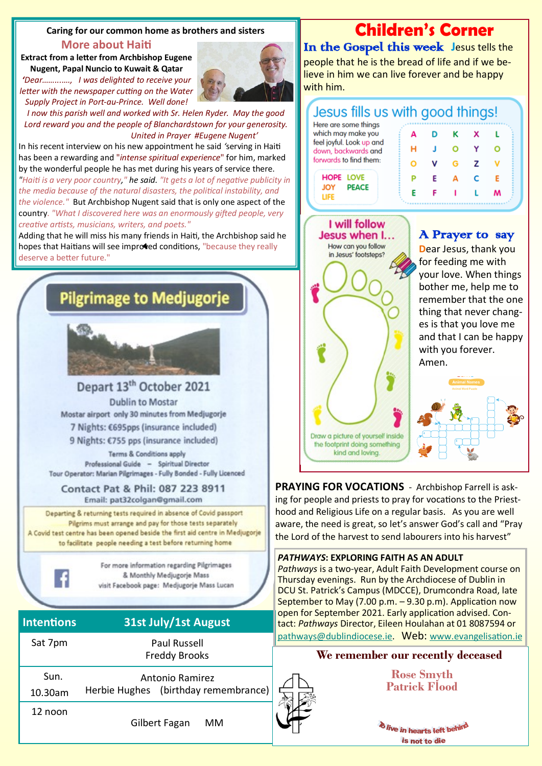## Caring for our common home as brothers and sisters

### More about Haiti

**Extract from a letter from Archbishop Eugene Nugent, Papal Nuncio to Kuwait & Qatar**

*'Dear…………, I was delighted to receive your letter with the newspaper cutting on the Water Supply Project in Port-au-Prince. Well done! I now this parish well and worked with Sr. Helen Ryder. May the good Lord reward you and the people of Blanchardstown for your generosity. United in Prayer #Eugene Nugent'*

In his recent interview on his new appointment he said *'serving in Haiti* has been a rewarding and "*intense spiritual experience*" for him, marked by the wonderful people he has met during his years of service there. *"Haiti is a very poor country," he said. "It gets a lot of negative publicity in the media because of the natural disasters, the political instability, and the violence."* But Archbishop Nugent said that is only one aspect of the country. *"What I discovered here was an enormously gifted people, very creative artists, musicians, writers, and poets."*

Adding that he will miss his many friends in Haiti, the Archbishop said he hopes that Haitians will see improved conditions, "because they really deserve a better future."

## Pilgrimage to Medjugorje

Depart 13th October 2021

Dublin to Mostar

Mostar airport only 30 minutes from Medjugorje

7 Nights: €695pps (insurance included)

9 Nights: €755 pps (insurance included)

Terms & Conditions apply

Professional Guide – Spiritual Director

Tour Operator: Marian Pilgrimages - Fully Bonded - Fully Licenced

**Contact Pat & Phil: 087 223 8911**

Email: pat32colgan@gmail.com

Departing & returning tests required in absence of Covid passport
Pilgrims must arrange and pay for those tests separately
A Covid test centre has been opened beside the first aid centre in Medjugorje to facilitate people needing a test before returning home

For more information regarding Pilgrimages & Monthly Medjugorje Mass visit Facebook page: Medjugorje Mass Lucan

| Intentions | 31st July/1st August |
|---|---|
| Sat 7pm | Paul Russell<br>Freddy Brooks |
| Sun. 10.30am | Antonio Ramirez<br>Herbie Hughes (birthday remembrance) |
| 12 noon | Gilbert Fagan MM |

## Children's Corner

**In the Gospel this week** Jesus tells the people that he is the bread of life and if we believe in him we can live forever and be happy with him.

### Jesus fills us with good things!

Here are some things which may make you feel joyful. Look up and down, backwards and forwards to find them:

HOPE LOVE JOY PEACE LIFE

| | | | | |
|---|---|---|---|---|
| A | D | K | X | L |
| H | J | O | Y | O |
| O | V | G | Z | V |
| P | E | A | C | E |
| E | F | I | L | M |

### I will follow Jesus when I…

How can you follow in Jesus' footsteps?

Draw a picture of yourself inside the footprint doing something kind and loving.

### A Prayer to say

Dear Jesus, thank you for feeding me with your love. When things bother me, help me to remember that the one thing that never changes is that you love me and that I can be happy with you forever. Amen.

**PRAYING FOR VOCATIONS** - Archbishop Farrell is asking for people and priests to pray for vocations to the Priesthood and Religious Life on a regular basis. As you are well aware, the need is great, so let's answer God's call and "Pray the Lord of the harvest to send labourers into his harvest"

**PATHWAYS: EXPLORING FAITH AS AN ADULT**
*Pathways* is a two-year, Adult Faith Development course on Thursday evenings. Run by the Archdiocese of Dublin in DCU St. Patrick's Campus (MDCCE), Drumcondra Road, late September to May (7.00 p.m. – 9.30 p.m). Application now open for September 2021. Early application advised. Contact: *Pathways* Director, Eileen Houlahan at 01 8087594 or pathways@dublindiocese.ie. Web: www.evangelisation.ie

### We remember our recently deceased

Rose Smyth
Patrick Flood

To live in hearts left behind is not to die